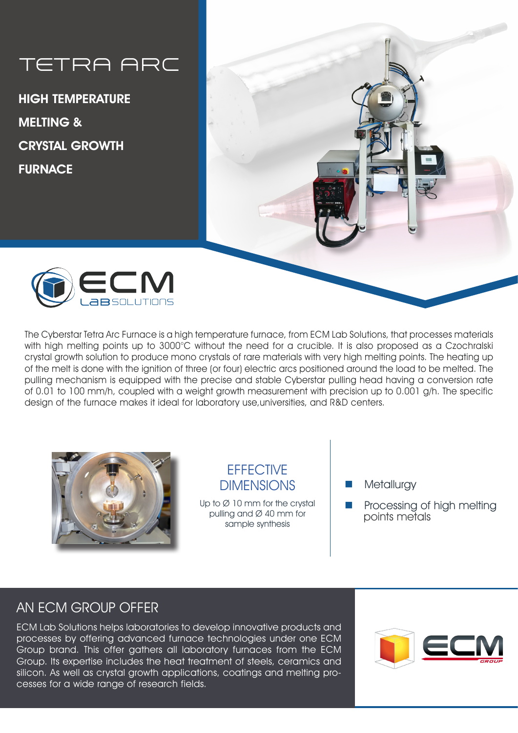# TETRA ARC

## HIGH TEMPERATURE MELTING & CRYSTAL GROWTH FURNACE

ECM LaB SOLUTIONS

The Cyberstar Tetra Arc Furnace is a high temperature furnace, from ECM Lab Solutions, that processes materials with high melting points up to 3000°C without the need for a crucible. It is also proposed as a Czochralski crystal growth solution to produce mono crystals of rare materials with very high melting points. The heating up of the melt is done with the ignition of three (or four) electric arcs positioned around the load to be melted. The pulling mechanism is equipped with the precise and stable Cyberstar pulling head having a conversion rate of 0.01 to 100 mm/h, coupled with a weight growth measurement with precision up to 0.001 g/h. The specific design of the furnace makes it ideal for laboratory use,universities, and R&D centers.

### EFFECTIVE DIMENSIONS

Up to Ø 10 mm for the crystal pulling and Ø 40 mm for sample synthesis

- Metallurgy
- Processing of high melting points metals

## AN ECM GROUP OFFER

ECM Lab Solutions helps laboratories to develop innovative products and processes by offering advanced furnace technologies under one ECM Group brand. This offer gathers all laboratory furnaces from the ECM Group. Its expertise includes the heat treatment of steels, ceramics and silicon. As well as crystal growth applications, coatings and melting processes for a wide range of research fields.

ECM GROUP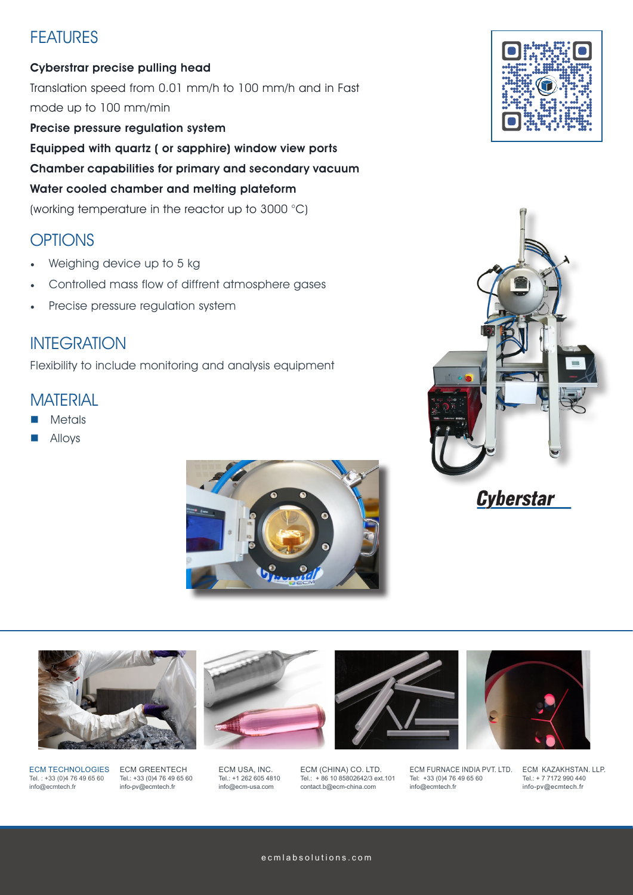## FEATURES

**Cyberstrar precise pulling head**

Translation speed from 0.01 mm/h to 100 mm/h and in Fast mode up to 100 mm/min

**Precise pressure regulation system**

**Equipped with quartz ( or sapphire) window view ports**

**Chamber capabilities for primary and secondary vacuum**

**Water cooled chamber and melting plateform**

(working temperature in the reactor up to 3000 °C)

## OPTIONS

- Weighing device up to 5 kg
- Controlled mass flow of diffrent atmosphere gases
- Precise pressure regulation system

## INTEGRATION

Flexibility to include monitoring and analysis equipment

## MATERIAL

- Metals
- Alloys

*Cyberstar*

ECM TECHNOLOGIES
Tel. : +33 (0)4 76 49 65 60
info@ecmtech.fr

ECM GREENTECH
Tel.: +33 (0)4 76 49 65 60
info-pv@ecmtech.fr

ECM USA, INC.
Tel.: +1 262 605 4810
info@ecm-usa.com

ECM (CHINA) CO. LTD.
Tel.: + 86 10 85802642/3 ext.101
contact.b@ecm-china.com

ECM FURNACE INDIA PVT. LTD.
Tel: +33 (0)4 76 49 65 60
info@ecmtech.fr

ECM KAZAKHSTAN. LLP.
Tel.: + 7 7172 990 440
info-pv@ecmtech.fr

ecmlabsolutions.com